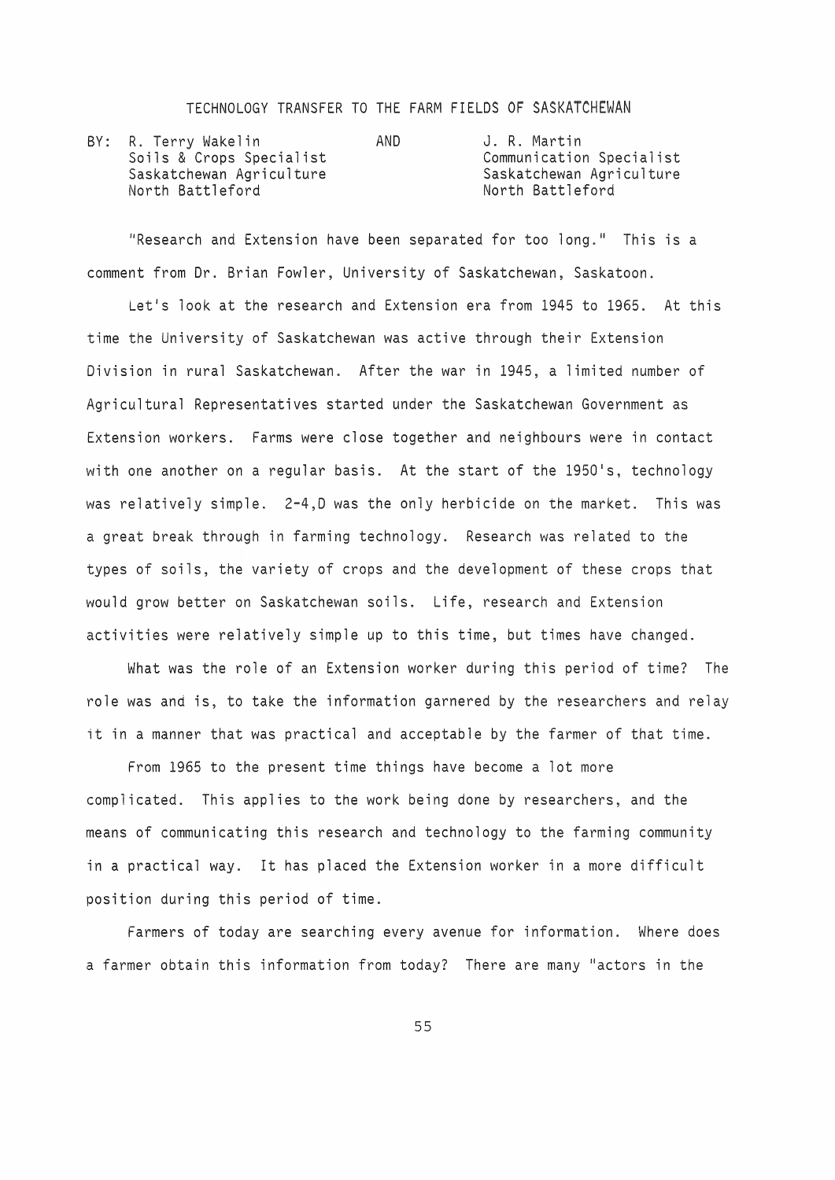# TECHNOLOGY TRANSFER TO THE FARM FIELDS OF SASKATCHEWAN

BY: R. Terry Wakelin
Soils & Crops Specialist
Saskatchewan Agriculture
North Battleford

AND

J. R. Martin
Communication Specialist
Saskatchewan Agriculture
North Battleford

"Research and Extension have been separated for too long." This is a comment from Dr. Brian Fowler, University of Saskatchewan, Saskatoon.

Let's look at the research and Extension era from 1945 to 1965. At this time the University of Saskatchewan was active through their Extension Division in rural Saskatchewan. After the war in 1945, a limited number of Agricultural Representatives started under the Saskatchewan Government as Extension workers. Farms were close together and neighbours were in contact with one another on a regular basis. At the start of the 1950's, technology was relatively simple. 2-4,D was the only herbicide on the market. This was a great break through in farming technology. Research was related to the types of soils, the variety of crops and the development of these crops that would grow better on Saskatchewan soils. Life, research and Extension activities were relatively simple up to this time, but times have changed.

What was the role of an Extension worker during this period of time? The role was and is, to take the information garnered by the researchers and relay it in a manner that was practical and acceptable by the farmer of that time.

From 1965 to the present time things have become a lot more complicated. This applies to the work being done by researchers, and the means of communicating this research and technology to the farming community in a practical way. It has placed the Extension worker in a more difficult position during this period of time.

Farmers of today are searching every avenue for information. Where does a farmer obtain this information from today? There are many "actors in the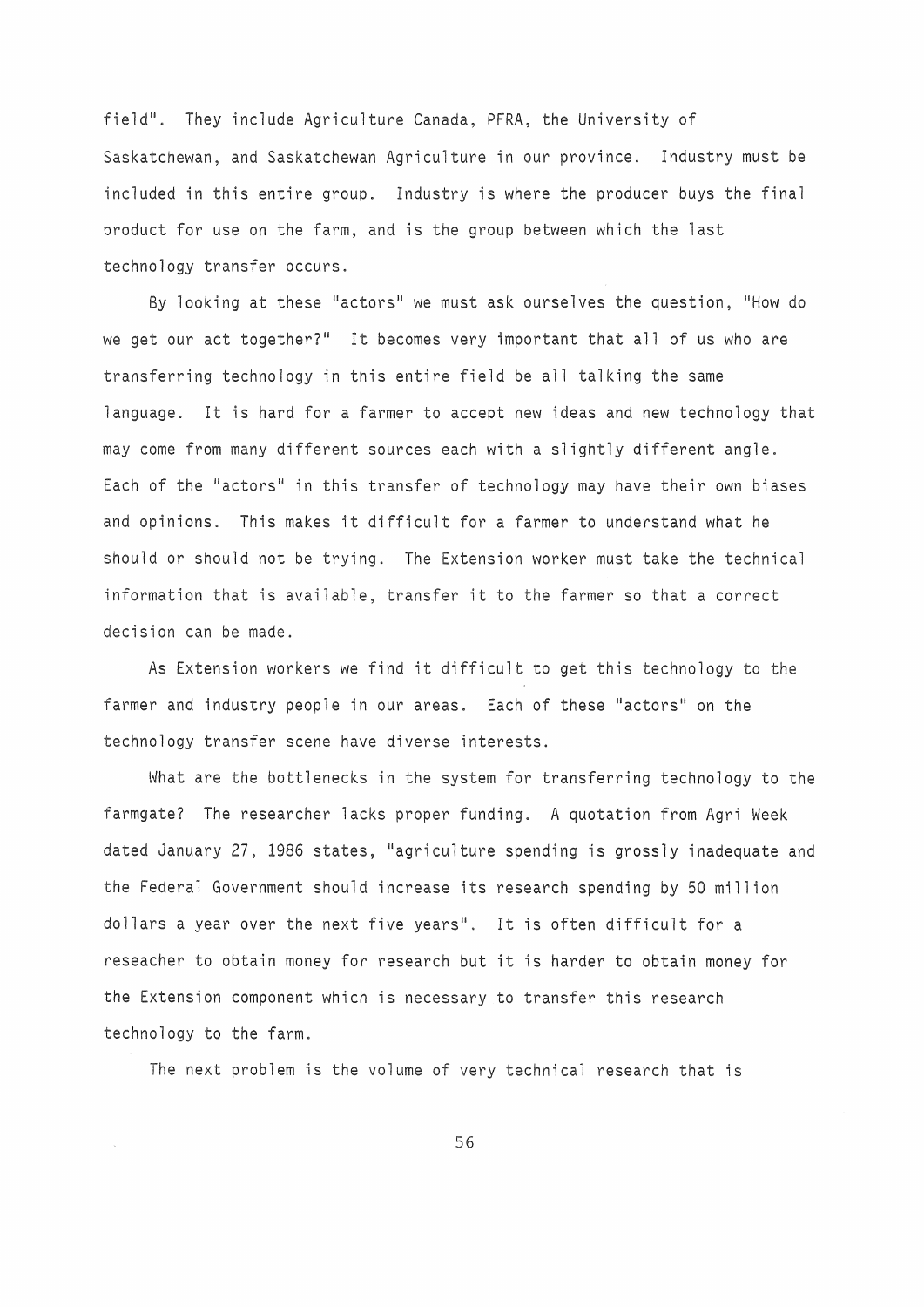field". They include Agriculture Canada, PFRA, the University of Saskatchewan, and Saskatchewan Agriculture in our province. Industry must be included in this entire group. Industry is where the producer buys the final product for use on the farm, and is the group between which the last technology transfer occurs.

By looking at these "actors" we must ask ourselves the question, "How do we get our act together?" It becomes very important that all of us who are transferring technology in this entire field be all talking the same language. It is hard for a farmer to accept new ideas and new technology that may come from many different sources each with a slightly different angle. Each of the "actors" in this transfer of technology may have their own biases and opinions. This makes it difficult for a farmer to understand what he should or should not be trying. The Extension worker must take the technical information that is available, transfer it to the farmer so that a correct decision can be made.

As Extension workers we find it difficult to get this technology to the farmer and industry people in our areas. Each of these "actors" on the technology transfer scene have diverse interests.

What are the bottlenecks in the system for transferring technology to the farmgate? The researcher lacks proper funding. A quotation from Agri Week dated January 27, 1986 states, "agriculture spending is grossly inadequate and the Federal Government should increase its research spending by 50 million dollars a year over the next five years". It is often difficult for a reseacher to obtain money for research but it is harder to obtain money for the Extension component which is necessary to transfer this research technology to the farm.

The next problem is the volume of very technical research that is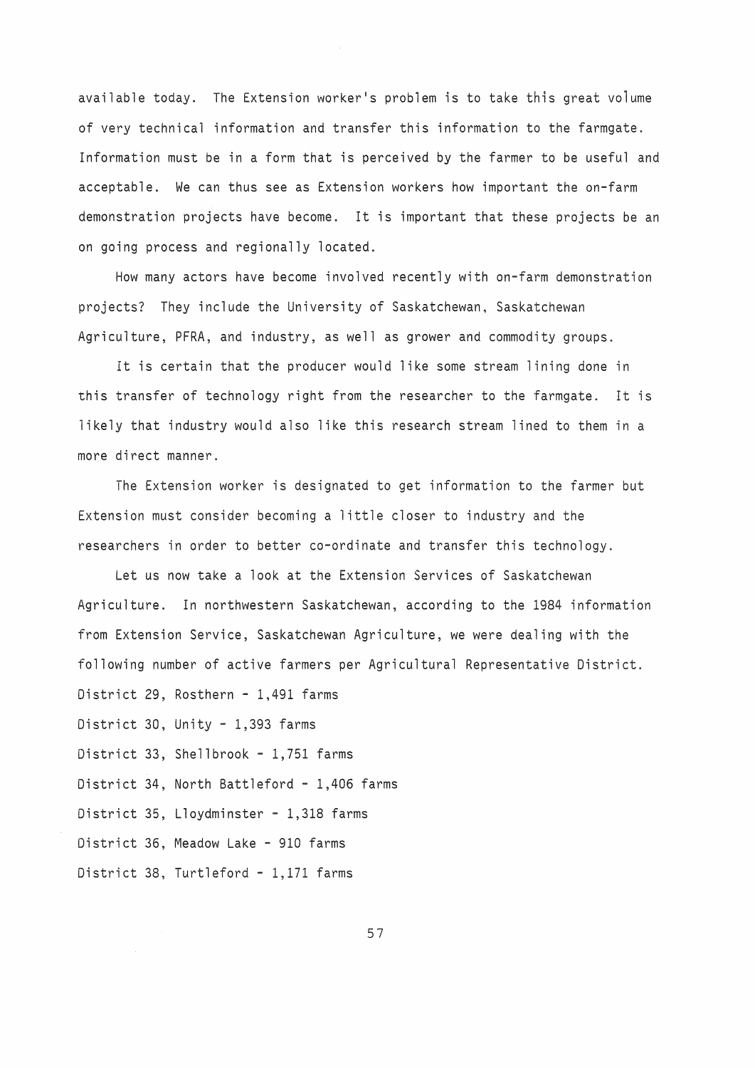available today. The Extension worker's problem is to take this great volume of very technical information and transfer this information to the farmgate. Information must be in a form that is perceived by the farmer to be useful and acceptable. We can thus see as Extension workers how important the on-farm demonstration projects have become. It is important that these projects be an on going process and regionally located.

How many actors have become involved recently with on-farm demonstration projects? They include the University of Saskatchewan, Saskatchewan Agriculture, PFRA, and industry, as well as grower and commodity groups.

It is certain that the producer would like some stream lining done in this transfer of technology right from the researcher to the farmgate. It is likely that industry would also like this research stream lined to them in a more direct manner.

The Extension worker is designated to get information to the farmer but Extension must consider becoming a little closer to industry and the researchers in order to better co-ordinate and transfer this technology.

Let us now take a look at the Extension Services of Saskatchewan Agriculture. In northwestern Saskatchewan, according to the 1984 information from Extension Service, Saskatchewan Agriculture, we were dealing with the following number of active farmers per Agricultural Representative District.

District 29, Rosthern - 1,491 farms

District 30, Unity - 1,393 farms

District 33, Shellbrook - 1,751 farms

District 34, North Battleford - 1,406 farms

District 35, Lloydminster - 1,318 farms

District 36, Meadow Lake - 910 farms

District 38, Turtleford - 1,171 farms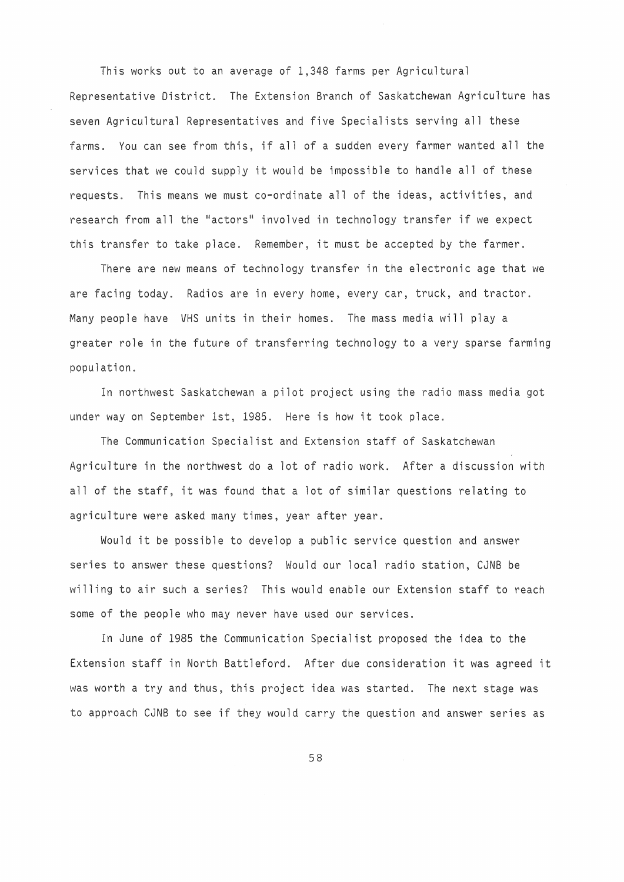This works out to an average of 1,348 farms per Agricultural Representative District. The Extension Branch of Saskatchewan Agriculture has seven Agricultural Representatives and five Specialists serving all these farms. You can see from this, if all of a sudden every farmer wanted all the services that we could supply it would be impossible to handle all of these requests. This means we must co-ordinate all of the ideas, activities, and research from all the "actors" involved in technology transfer if we expect this transfer to take place. Remember, it must be accepted by the farmer.

There are new means of technology transfer in the electronic age that we are facing today. Radios are in every home, every car, truck, and tractor. Many people have VHS units in their homes. The mass media will play a greater role in the future of transferring technology to a very sparse farming population.

In northwest Saskatchewan a pilot project using the radio mass media got under way on September 1st, 1985. Here is how it took place.

The Communication Specialist and Extension staff of Saskatchewan Agriculture in the northwest do a lot of radio work. After a discussion with all of the staff, it was found that a lot of similar questions relating to agriculture were asked many times, year after year.

Would it be possible to develop a public service question and answer series to answer these questions? Would our local radio station, CJNB be willing to air such a series? This would enable our Extension staff to reach some of the people who may never have used our services.

In June of 1985 the Communication Specialist proposed the idea to the Extension staff in North Battleford. After due consideration it was agreed it was worth a try and thus, this project idea was started. The next stage was to approach CJNB to see if they would carry the question and answer series as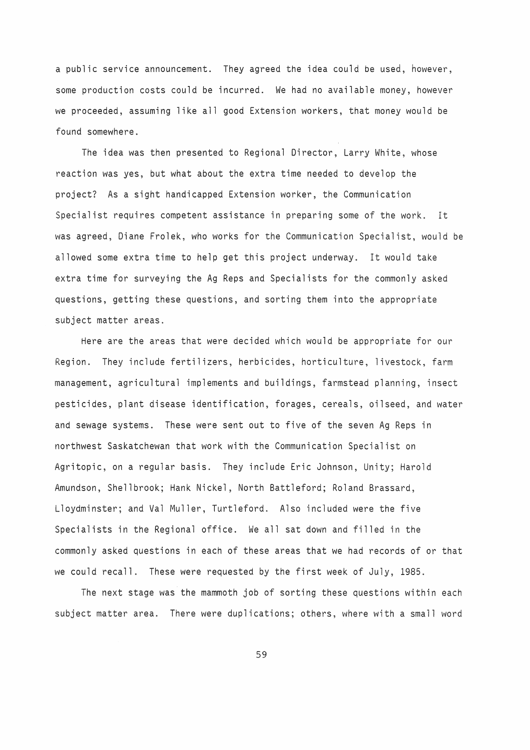a public service announcement. They agreed the idea could be used, however, some production costs could be incurred. We had no available money, however we proceeded, assuming like all good Extension workers, that money would be found somewhere.

The idea was then presented to Regional Director, Larry White, whose reaction was yes, but what about the extra time needed to develop the project? As a sight handicapped Extension worker, the Communication Specialist requires competent assistance in preparing some of the work. It was agreed, Diane Frolek, who works for the Communication Specialist, would be allowed some extra time to help get this project underway. It would take extra time for surveying the Ag Reps and Specialists for the commonly asked questions, getting these questions, and sorting them into the appropriate subject matter areas.

Here are the areas that were decided which would be appropriate for our Region. They include fertilizers, herbicides, horticulture, livestock, farm management, agricultural implements and buildings, farmstead planning, insect pesticides, plant disease identification, forages, cereals, oilseed, and water and sewage systems. These were sent out to five of the seven Ag Reps in northwest Saskatchewan that work with the Communication Specialist on Agritopic, on a regular basis. They include Eric Johnson, Unity; Harold Amundson, Shellbrook; Hank Nickel, North Battleford; Roland Brassard, Lloydminster; and Val Muller, Turtleford. Also included were the five Specialists in the Regional office. We all sat down and filled in the commonly asked questions in each of these areas that we had records of or that we could recall. These were requested by the first week of July, 1985.

The next stage was the mammoth job of sorting these questions within each subject matter area. There were duplications; others, where with a small word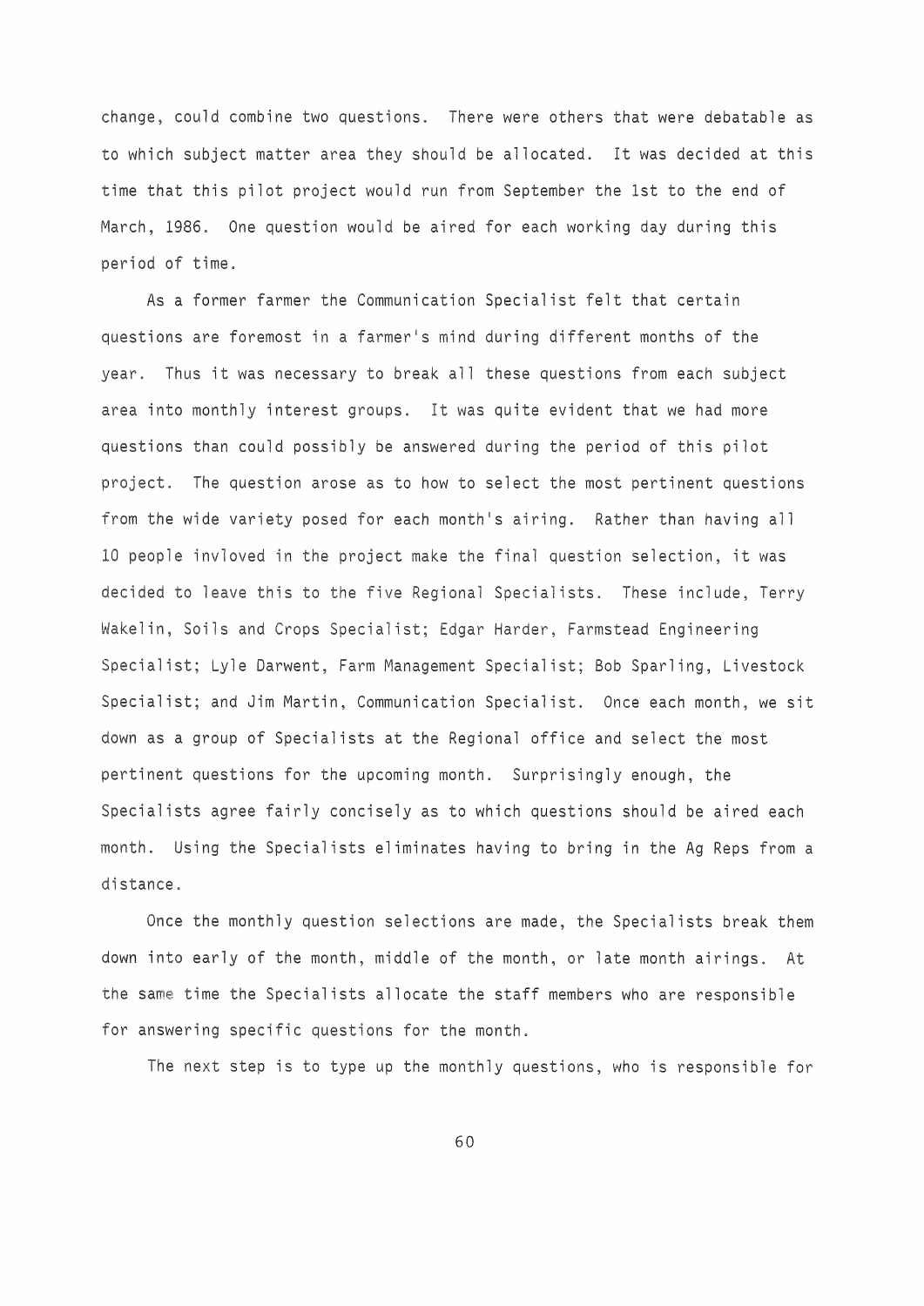change, could combine two questions. There were others that were debatable as to which subject matter area they should be allocated. It was decided at this time that this pilot project would run from September the 1st to the end of March, 1986. One question would be aired for each working day during this period of time.

As a former farmer the Communication Specialist felt that certain questions are foremost in a farmer's mind during different months of the year. Thus it was necessary to break all these questions from each subject area into monthly interest groups. It was quite evident that we had more questions than could possibly be answered during the period of this pilot project. The question arose as to how to select the most pertinent questions from the wide variety posed for each month's airing. Rather than having all 10 people invloved in the project make the final question selection, it was decided to leave this to the five Regional Specialists. These include, Terry Wakelin, Soils and Crops Specialist; Edgar Harder, Farmstead Engineering Specialist; Lyle Darwent, Farm Management Specialist; Bob Sparling, Livestock Specialist; and Jim Martin, Communication Specialist. Once each month, we sit down as a group of Specialists at the Regional office and select the most pertinent questions for the upcoming month. Surprisingly enough, the Specialists agree fairly concisely as to which questions should be aired each month. Using the Specialists eliminates having to bring in the Ag Reps from a distance.

Once the monthly question selections are made, the Specialists break them down into early of the month, middle of the month, or late month airings. At the same time the Specialists allocate the staff members who are responsible for answering specific questions for the month.

The next step is to type up the monthly questions, who is responsible for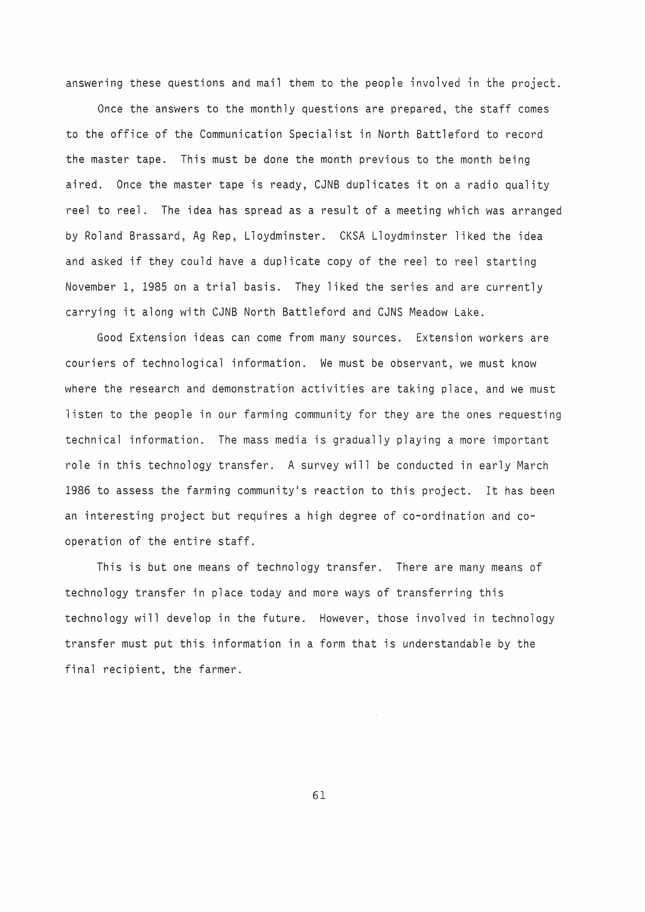answering these questions and mail them to the people involved in the project.

Once the answers to the monthly questions are prepared, the staff comes to the office of the Communication Specialist in North Battleford to record the master tape. This must be done the month previous to the month being aired. Once the master tape is ready, CJNB duplicates it on a radio quality reel to reel. The idea has spread as a result of a meeting which was arranged by Roland Brassard, Ag Rep, Lloydminster. CKSA Lloydminster liked the idea and asked if they could have a duplicate copy of the reel to reel starting November 1, 1985 on a trial basis. They liked the series and are currently carrying it along with CJNB North Battleford and CJNS Meadow Lake.

Good Extension ideas can come from many sources. Extension workers are couriers of technological information. We must be observant, we must know where the research and demonstration activities are taking place, and we must listen to the people in our farming community for they are the ones requesting technical information. The mass media is gradually playing a more important role in this technology transfer. A survey will be conducted in early March 1986 to assess the farming community's reaction to this project. It has been an interesting project but requires a high degree of co-ordination and co-operation of the entire staff.

This is but one means of technology transfer. There are many means of technology transfer in place today and more ways of transferring this technology will develop in the future. However, those involved in technology transfer must put this information in a form that is understandable by the final recipient, the farmer.